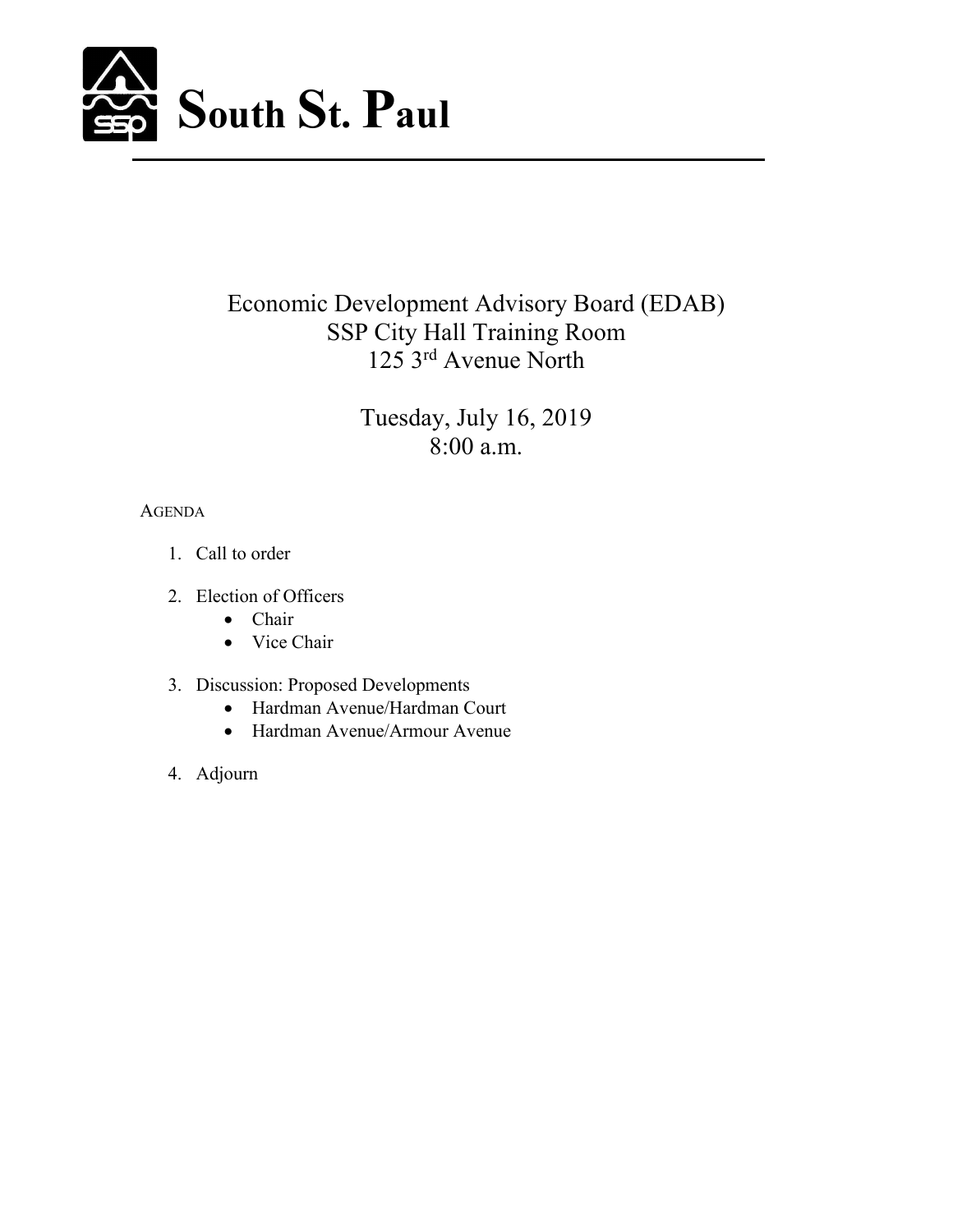# South St. Paul

Economic Development Advisory Board (EDAB)
SSP City Hall Training Room
125 3rd Avenue North

Tuesday, July 16, 2019
8:00 a.m.

AGENDA

1. Call to order
2. Election of Officers
   - Chair
   - Vice Chair
3. Discussion: Proposed Developments
   - Hardman Avenue/Hardman Court
   - Hardman Avenue/Armour Avenue
4. Adjourn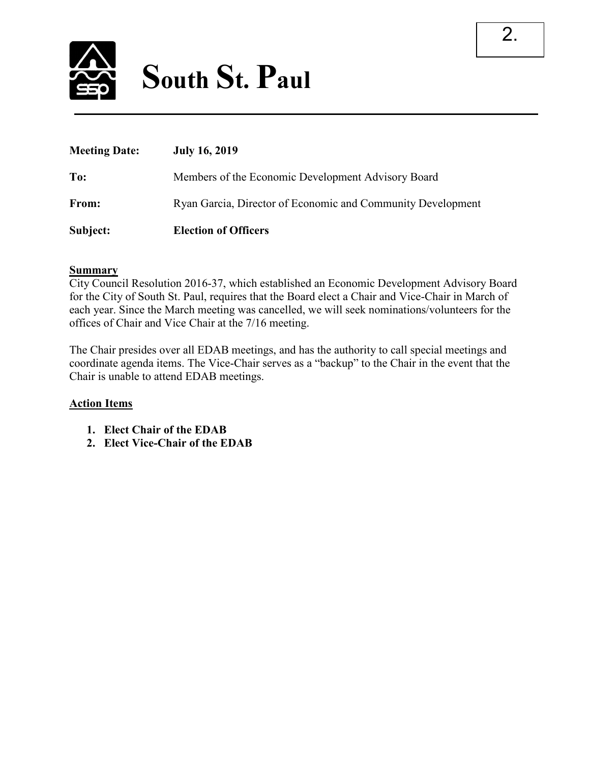# South St. Paul

**Meeting Date:** **July 16, 2019**

**To:** Members of the Economic Development Advisory Board

**From:** Ryan Garcia, Director of Economic and Community Development

**Subject:** **Election of Officers**

## Summary

City Council Resolution 2016-37, which established an Economic Development Advisory Board for the City of South St. Paul, requires that the Board elect a Chair and Vice-Chair in March of each year. Since the March meeting was cancelled, we will seek nominations/volunteers for the offices of Chair and Vice Chair at the 7/16 meeting.

The Chair presides over all EDAB meetings, and has the authority to call special meetings and coordinate agenda items. The Vice-Chair serves as a "backup" to the Chair in the event that the Chair is unable to attend EDAB meetings.

## Action Items

1. **Elect Chair of the EDAB**
2. **Elect Vice-Chair of the EDAB**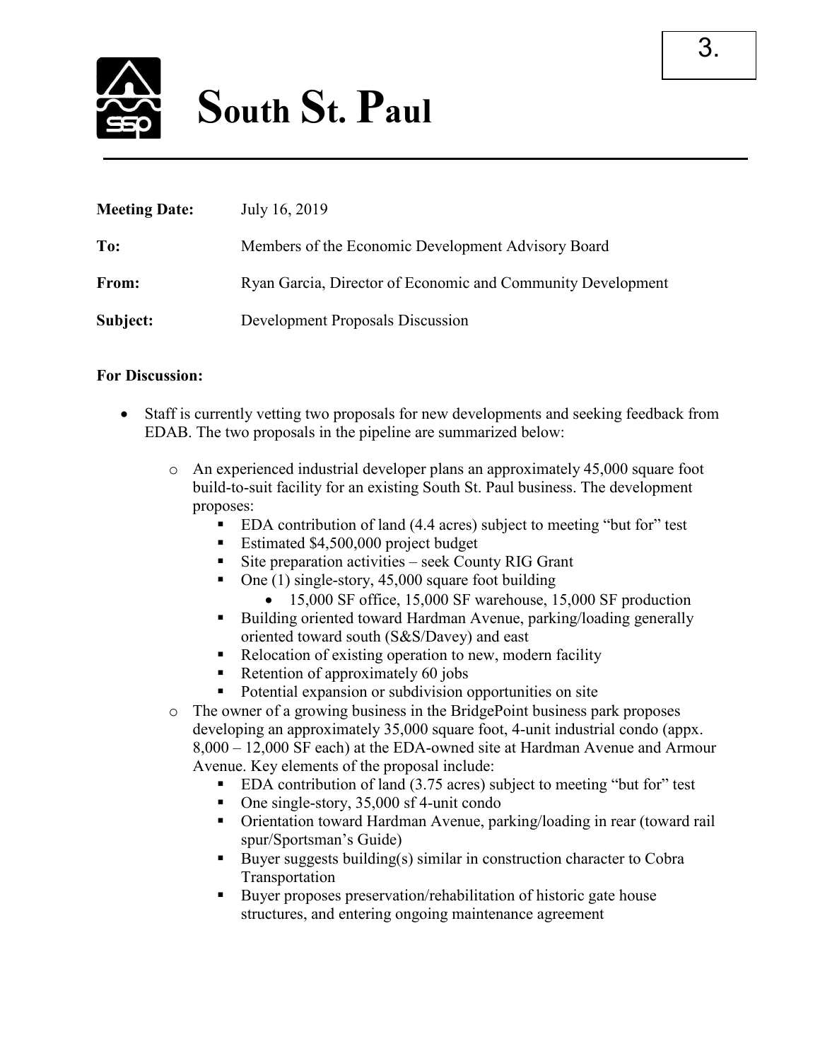# South St. Paul

**Meeting Date:** July 16, 2019

**To:** Members of the Economic Development Advisory Board

**From:** Ryan Garcia, Director of Economic and Community Development

**Subject:** Development Proposals Discussion

**For Discussion:**

- Staff is currently vetting two proposals for new developments and seeking feedback from EDAB. The two proposals in the pipeline are summarized below:
  - An experienced industrial developer plans an approximately 45,000 square foot build-to-suit facility for an existing South St. Paul business. The development proposes:
    - EDA contribution of land (4.4 acres) subject to meeting "but for" test
    - Estimated $4,500,000 project budget
    - Site preparation activities – seek County RIG Grant
    - One (1) single-story, 45,000 square foot building
      - 15,000 SF office, 15,000 SF warehouse, 15,000 SF production
    - Building oriented toward Hardman Avenue, parking/loading generally oriented toward south (S&S/Davey) and east
    - Relocation of existing operation to new, modern facility
    - Retention of approximately 60 jobs
    - Potential expansion or subdivision opportunities on site
  - The owner of a growing business in the BridgePoint business park proposes developing an approximately 35,000 square foot, 4-unit industrial condo (appx. 8,000 – 12,000 SF each) at the EDA-owned site at Hardman Avenue and Armour Avenue. Key elements of the proposal include:
    - EDA contribution of land (3.75 acres) subject to meeting "but for" test
    - One single-story, 35,000 sf 4-unit condo
    - Orientation toward Hardman Avenue, parking/loading in rear (toward rail spur/Sportsman's Guide)
    - Buyer suggests building(s) similar in construction character to Cobra Transportation
    - Buyer proposes preservation/rehabilitation of historic gate house structures, and entering ongoing maintenance agreement